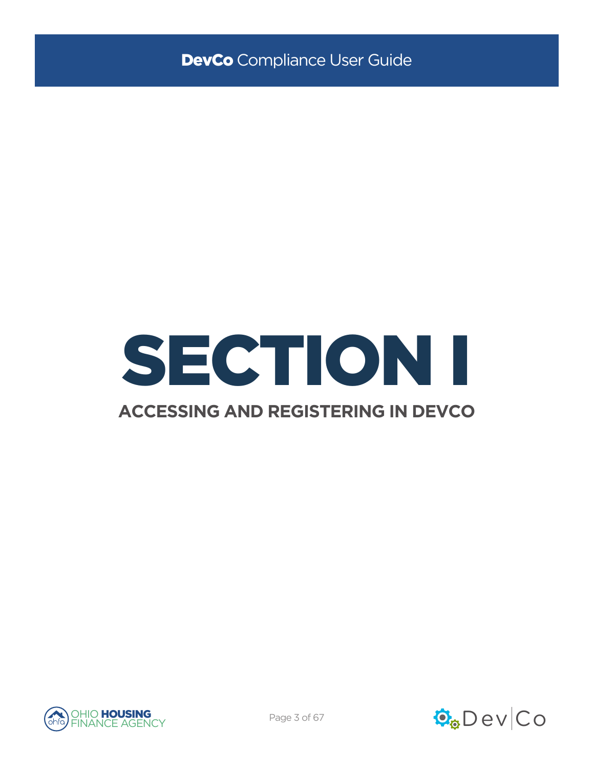# SECTION I

## ACCESSING AND REGISTERING IN DEVCO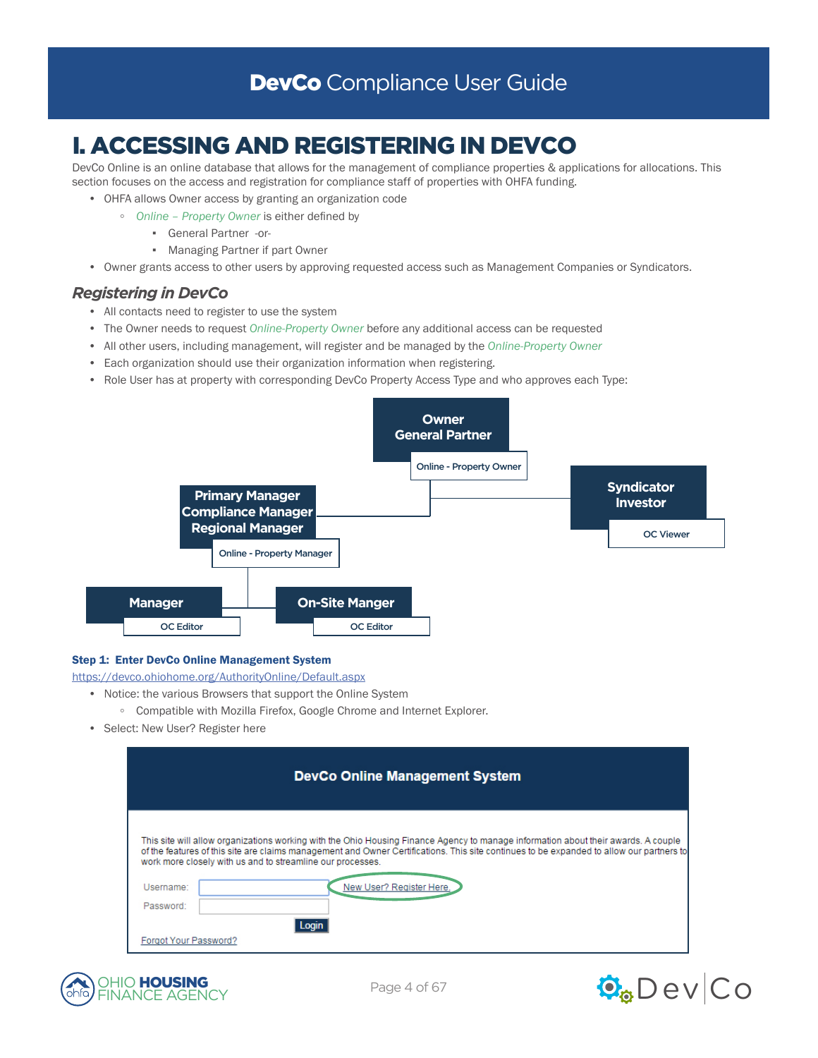# I. ACCESSING AND REGISTERING IN DEVCO

DevCo Online is an online database that allows for the management of compliance properties & applications for allocations. This section focuses on the access and registration for compliance staff of properties with OHFA funding.

- OHFA allows Owner access by granting an organization code
  - *Online – Property Owner* is either defined by
    - General Partner -or-
    - Managing Partner if part Owner
- Owner grants access to other users by approving requested access such as Management Companies or Syndicators.

## *Registering in DevCo*

- All contacts need to register to use the system
- The Owner needs to request *Online-Property Owner* before any additional access can be requested
- All other users, including management, will register and be managed by the *Online-Property Owner*
- Each organization should use their organization information when registering.
- Role User has at property with corresponding DevCo Property Access Type and who approves each Type:

**Owner General Partner** – Online - Property Owner

**Primary Manager / Compliance Manager / Regional Manager** – Online - Property Manager

**Syndicator Investor** – OC Viewer

**Manager** – OC Editor

**On-Site Manger** – OC Editor

**Step 1: Enter DevCo Online Management System**

https://devco.ohiohome.org/AuthorityOnline/Default.aspx

- Notice: the various Browsers that support the Online System
  - Compatible with Mozilla Firefox, Google Chrome and Internet Explorer.
- Select: New User? Register here

**DevCo Online Management System**

This site will allow organizations working with the Ohio Housing Finance Agency to manage information about their awards. A couple of the features of this site are claims management and Owner Certifications. This site continues to be expanded to allow our partners to work more closely with us and to streamline our processes.

Username: | New User? Register Here.

Password:

Login

Forgot Your Password?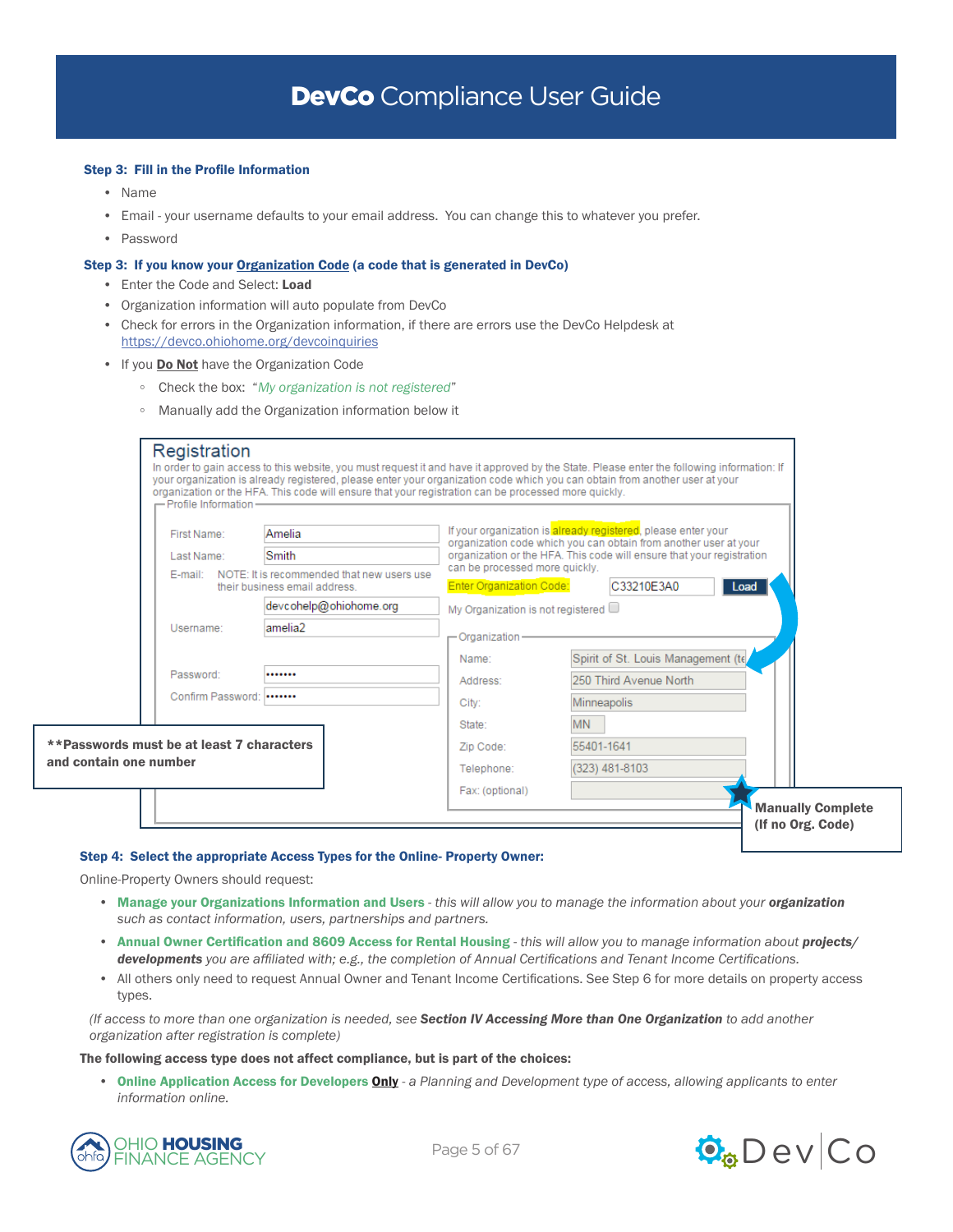### Step 3: Fill in the Profile Information

- Name
- Email - your username defaults to your email address. You can change this to whatever you prefer.
- Password

### Step 3: If you know your Organization Code (a code that is generated in DevCo)

- Enter the Code and Select: **Load**
- Organization information will auto populate from DevCo
- Check for errors in the Organization information, if there are errors use the DevCo Helpdesk at https://devco.ohiohome.org/devcoinquiries
- If you **Do Not** have the Organization Code
  - Check the box: "*My organization is not registered*"
  - Manually add the Organization information below it

**Registration**

In order to gain access to this website, you must request it and have it approved by the State. Please enter the following information: If your organization is already registered, please enter your organization code which you can obtain from another user at your organization or the HFA. This code will ensure that your registration can be processed more quickly.

Profile Information

First Name: Amelia
Last Name: Smith
E-mail: NOTE: It is recommended that new users use their business email address.
devcohelp@ohiohome.org
Username: amelia2
Password: •••••••
Confirm Password: •••••••

If your organization is already registered, please enter your organization code which you can obtain from another user at your organization or the HFA. This code will ensure that your registration can be processed more quickly.

Enter Organization Code: C33210E3A0 Load

My Organization is not registered

Organization

Name: Spirit of St. Louis Management (te
Address: 250 Third Avenue North
City: Minneapolis
State: MN
Zip Code: 55401-1641
Telephone: (323) 481-8103
Fax: (optional)

**Passwords must be at least 7 characters and contain one number**

**Manually Complete (If no Org. Code)**

### Step 4: Select the appropriate Access Types for the Online- Property Owner:

Online-Property Owners should request:

- **Manage your Organizations Information and Users** - *this will allow you to manage the information about your* ***organization*** *such as contact information, users, partnerships and partners.*
- **Annual Owner Certification and 8609 Access for Rental Housing** - *this will allow you to manage information about* ***projects/developments*** *you are affiliated with; e.g., the completion of Annual Certifications and Tenant Income Certifications.*
- All others only need to request Annual Owner and Tenant Income Certifications. See Step 6 for more details on property access types.

*(If access to more than one organization is needed, see* ***Section IV Accessing More than One Organization*** *to add another organization after registration is complete)*

**The following access type does not affect compliance, but is part of the choices:**

- **Online Application Access for Developers Only** - *a Planning and Development type of access, allowing applicants to enter information online.*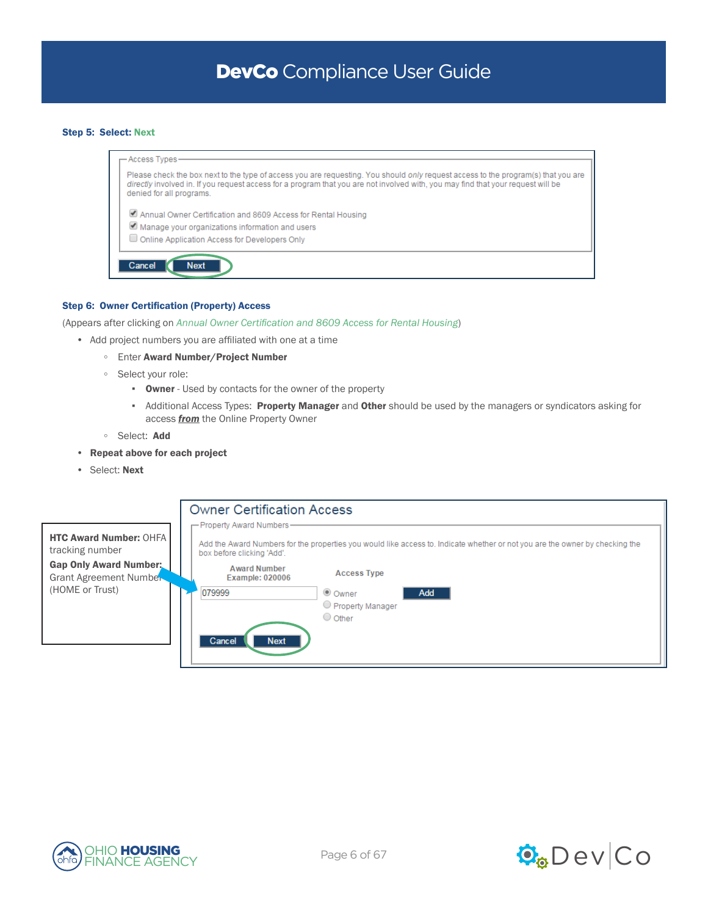**Step 5: Select: Next**

Access Types

Please check the box next to the type of access you are requesting. You should *only* request access to the program(s) that you are *directly* involved in. If you request access for a program that you are not involved with, you may find that your request will be denied for all programs.

- [x] Annual Owner Certification and 8609 Access for Rental Housing
- [x] Manage your organizations information and users
- [ ] Online Application Access for Developers Only

Cancel | Next

**Step 6: Owner Certification (Property) Access**

(Appears after clicking on *Annual Owner Certification and 8609 Access for Rental Housing*)

- Add project numbers you are affiliated with one at a time
  - Enter **Award Number/Project Number**
  - Select your role:
    - **Owner** - Used by contacts for the owner of the property
    - Additional Access Types: **Property Manager** and **Other** should be used by the managers or syndicators asking for access ***from*** the Online Property Owner
  - Select: **Add**
- **Repeat above for each project**
- Select: **Next**

**HTC Award Number:** OHFA tracking number

**Gap Only Award Number:** Grant Agreement Number (HOME or Trust)

Owner Certification Access

Property Award Numbers

Add the Award Numbers for the properties you would like access to. Indicate whether or not you are the owner by checking the box before clicking 'Add'.

Award Number Example: 020006 — 079999

Access Type: Owner / Property Manager / Other — Add

Cancel | Next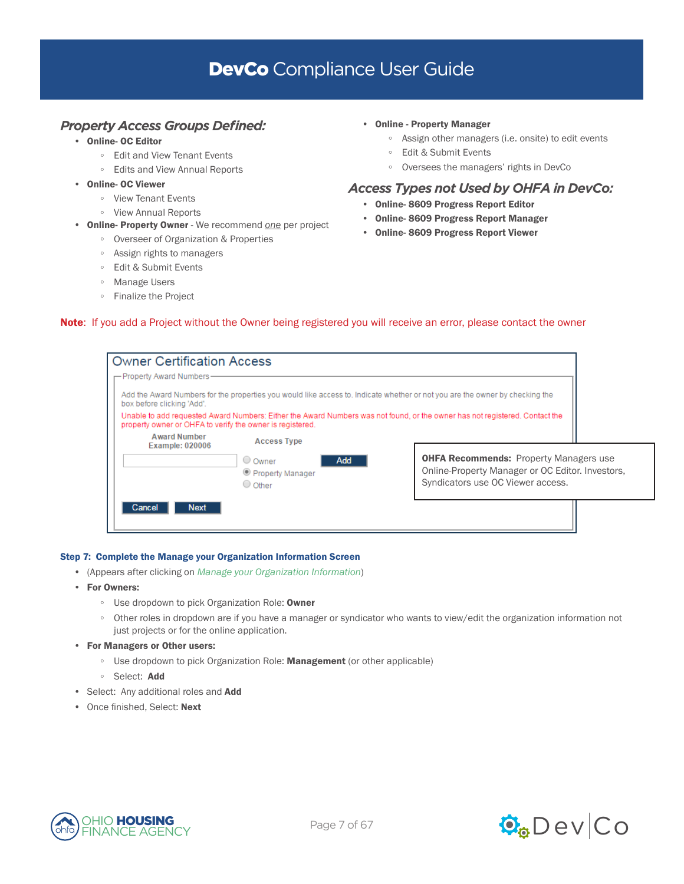## Property Access Groups Defined:

- **Online- OC Editor**
  - Edit and View Tenant Events
  - Edits and View Annual Reports
- **Online- OC Viewer**
  - View Tenant Events
  - View Annual Reports
- **Online- Property Owner** - We recommend _one_ per project
  - Overseer of Organization & Properties
  - Assign rights to managers
  - Edit & Submit Events
  - Manage Users
  - Finalize the Project
- **Online - Property Manager**
  - Assign other managers (i.e. onsite) to edit events
  - Edit & Submit Events
  - Oversees the managers' rights in DevCo

## Access Types not Used by OHFA in DevCo:

- **Online- 8609 Progress Report Editor**
- **Online- 8609 Progress Report Manager**
- **Online- 8609 Progress Report Viewer**

**Note**: If you add a Project without the Owner being registered you will receive an error, please contact the owner

Owner Certification Access

Property Award Numbers

Add the Award Numbers for the properties you would like access to. Indicate whether or not you are the owner by checking the box before clicking 'Add'.

Unable to add requested Award Numbers: Either the Award Numbers was not found, or the owner has not registered. Contact the property owner or OHFA to verify the owner is registered.

Award Number Example: 020006 | Access Type: Owner / Property Manager / Other | Add

Cancel | Next

**OHFA Recommends:** Property Managers use Online-Property Manager or OC Editor. Investors, Syndicators use OC Viewer access.

### Step 7: Complete the Manage your Organization Information Screen

- (Appears after clicking on _Manage your Organization Information_)
- **For Owners:**
  - Use dropdown to pick Organization Role: **Owner**
  - Other roles in dropdown are if you have a manager or syndicator who wants to view/edit the organization information not just projects or for the online application.
- **For Managers or Other users:**
  - Use dropdown to pick Organization Role: **Management** (or other applicable)
  - Select: **Add**
- Select: Any additional roles and **Add**
- Once finished, Select: **Next**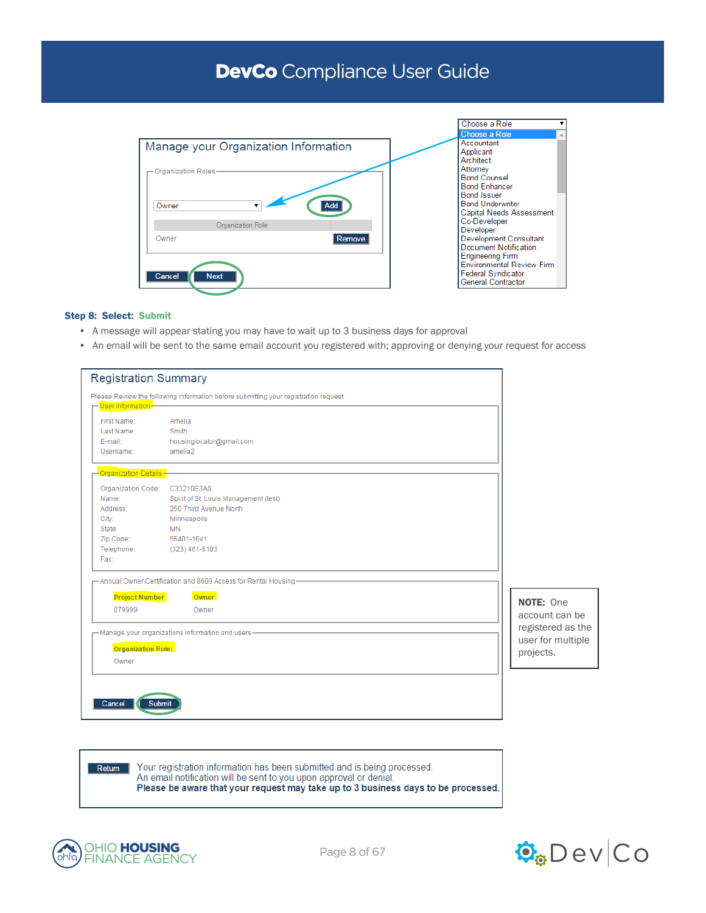**Manage your Organization Information**

Organization Roles

| Owner ▼ | Add |
| --- | --- |
| Organization Role | |
| Owner | Remove |

Cancel | Next

Choose a Role:
- Choose a Role
- Accountant
- Applicant
- Architect
- Attorney
- Bond Counsel
- Bond Enhancer
- Bond Issuer
- Bond Underwriter
- Capital Needs Assessment
- Co-Developer
- Developer
- Development Consultant
- Document Notification
- Engineering Firm
- Environmental Review Firm
- Federal Syndicator
- General Contractor

**Step 8: Select: Submit**

- A message will appear stating you may have to wait up to 3 business days for approval
- An email will be sent to the same email account you registered with; approving or denying your request for access

**Registration Summary**

Please Review the following information before submitting your registration request

User Information

| | |
| --- | --- |
| First Name: | Amelia |
| Last Name: | Smith |
| E-mail: | housinglocator@gmail.com |
| Username: | amelia2 |

Organization Details

| | |
| --- | --- |
| Organization Code: | C33210E3A0 |
| Name: | Spirit of St. Louis Management (test) |
| Address: | 250 Third Avenue North |
| City: | Minneapolis |
| State: | MN |
| Zip Code: | 55401-1641 |
| Telephone: | (323) 481-8103 |
| Fax: | |

Annual Owner Certification and 8609 Access for Rental Housing

| Project Number | Owner |
| --- | --- |
| 079999 | Owner |

Manage your organizations information and users

Organization Role:

Owner

Cancel | Submit

**NOTE:** One account can be registered as the user for multiple projects.

Return

Your registration information has been submitted and is being processed.
An email notification will be sent to you upon approval or denial.
**Please be aware that your request may take up to 3 business days to be processed.**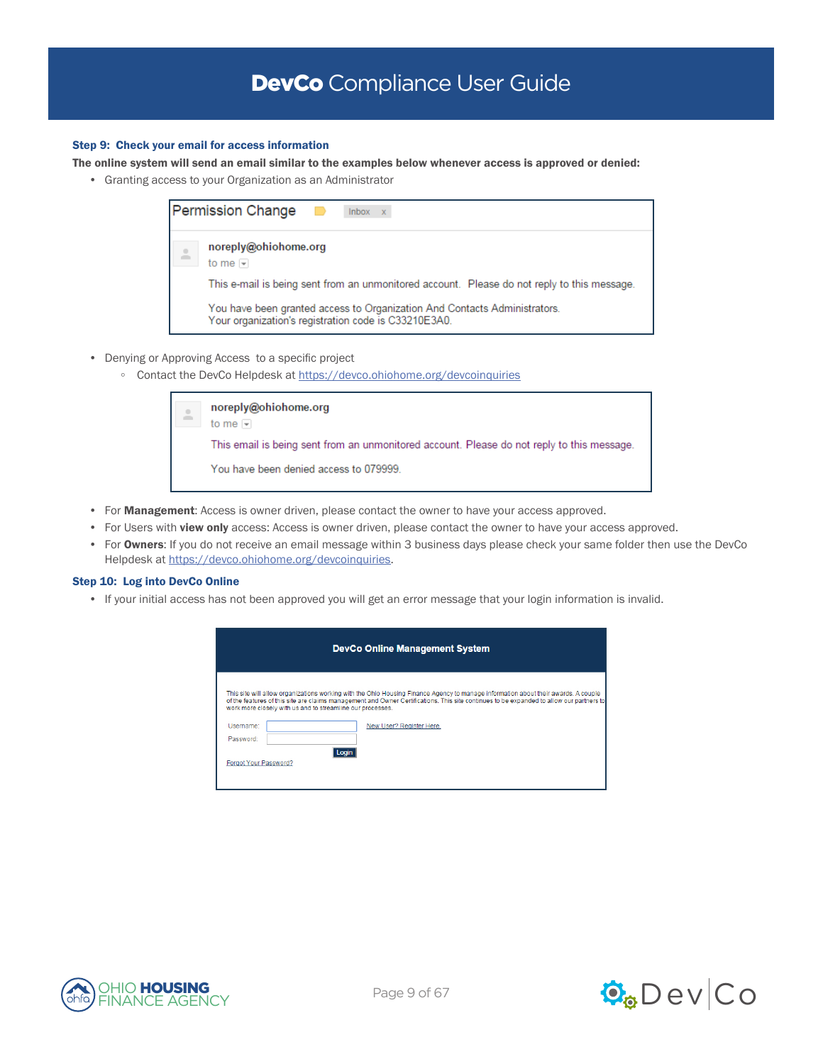**Step 9: Check your email for access information**

**The online system will send an email similar to the examples below whenever access is approved or denied:**

- Granting access to your Organization as an Administrator

> Permission Change   Inbox x
>
> **noreply@ohiohome.org**
> to me
>
> This e-mail is being sent from an unmonitored account. Please do not reply to this message.
>
> You have been granted access to Organization And Contacts Administrators.
> Your organization's registration code is C33210E3A0.

- Denying or Approving Access to a specific project
  - Contact the DevCo Helpdesk at https://devco.ohiohome.org/devcoinquiries

> **noreply@ohiohome.org**
> to me
>
> This email is being sent from an unmonitored account. Please do not reply to this message.
>
> You have been denied access to 079999.

- For **Management**: Access is owner driven, please contact the owner to have your access approved.
- For Users with **view only** access: Access is owner driven, please contact the owner to have your access approved.
- For **Owners**: If you do not receive an email message within 3 business days please check your same folder then use the DevCo Helpdesk at https://devco.ohiohome.org/devcoinquiries.

**Step 10: Log into DevCo Online**

- If your initial access has not been approved you will get an error message that your login information is invalid.

> **DevCo Online Management System**
>
> This site will allow organizations working with the Ohio Housing Finance Agency to manage information about their awards. A couple of the features of this site are claims management and Owner Certifications. This site continues to be expanded to allow our partners to work more closely with us and to streamline our processes.
>
> Username: [ ] New User? Register Here.
> Password: [ ]
> Login
>
> Forgot Your Password?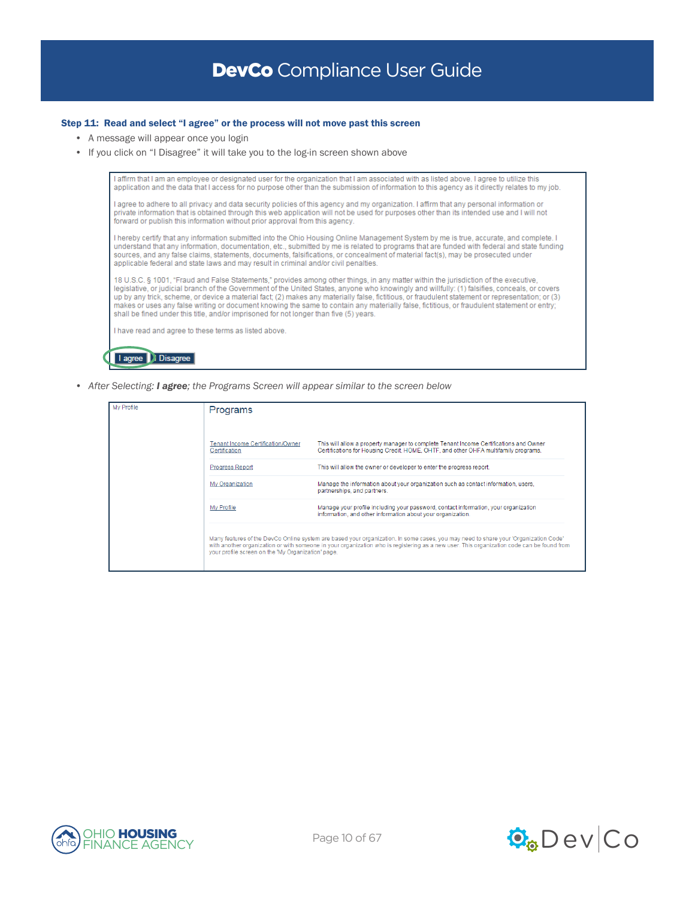**Step 11: Read and select "I agree" or the process will not move past this screen**

- A message will appear once you login
- If you click on "I Disagree" it will take you to the log-in screen shown above

I affirm that I am an employee or designated user for the organization that I am associated with as listed above. I agree to utilize this application and the data that I access for no purpose other than the submission of information to this agency as it directly relates to my job.

I agree to adhere to all privacy and data security policies of this agency and my organization. I affirm that any personal information or private information that is obtained through this web application will not be used for purposes other than its intended use and I will not forward or publish this information without prior approval from this agency.

I hereby certify that any information submitted into the Ohio Housing Online Management System by me is true, accurate, and complete. I understand that any information, documentation, etc., submitted by me is related to programs that are funded with federal and state funding sources, and any false claims, statements, documents, falsifications, or concealment of material fact(s), may be prosecuted under applicable federal and state laws and may result in criminal and/or civil penalties.

18 U.S.C. § 1001, "Fraud and False Statements," provides among other things, in any matter within the jurisdiction of the executive, legislative, or judicial branch of the Government of the United States, anyone who knowingly and willfully: (1) falsifies, conceals, or covers up by any trick, scheme, or device a material fact; (2) makes any materially false, fictitious, or fraudulent statement or representation; or (3) makes or uses any false writing or document knowing the same to contain any materially false, fictitious, or fraudulent statement or entry; shall be fined under this title, and/or imprisoned for not longer than five (5) years.

I have read and agree to these terms as listed above.

I agree | Disagree

- *After Selecting: **I agree**; the Programs Screen will appear similar to the screen below*

My Profile

## Programs

| | |
|---|---|
| Tenant Income Certification/Owner Certification | This will allow a property manager to complete Tenant Income Certifications and Owner Certifications for Housing Credit, HOME, OHTF, and other OHFA multifamily programs. |
| Progress Report | This will allow the owner or developer to enter the progress report. |
| My Organization | Manage the information about your organization such as contact information, users, partnerships, and partners. |
| My Profile | Manage your profile including your password, contact information, your organization information, and other information about your organization. |

Many features of the DevCo Online system are based your organization. In some cases, you may need to share your 'Organization Code' with another organization or with someone in your organization who is registering as a new user. This organization code can be found from your profile screen on the 'My Organization' page.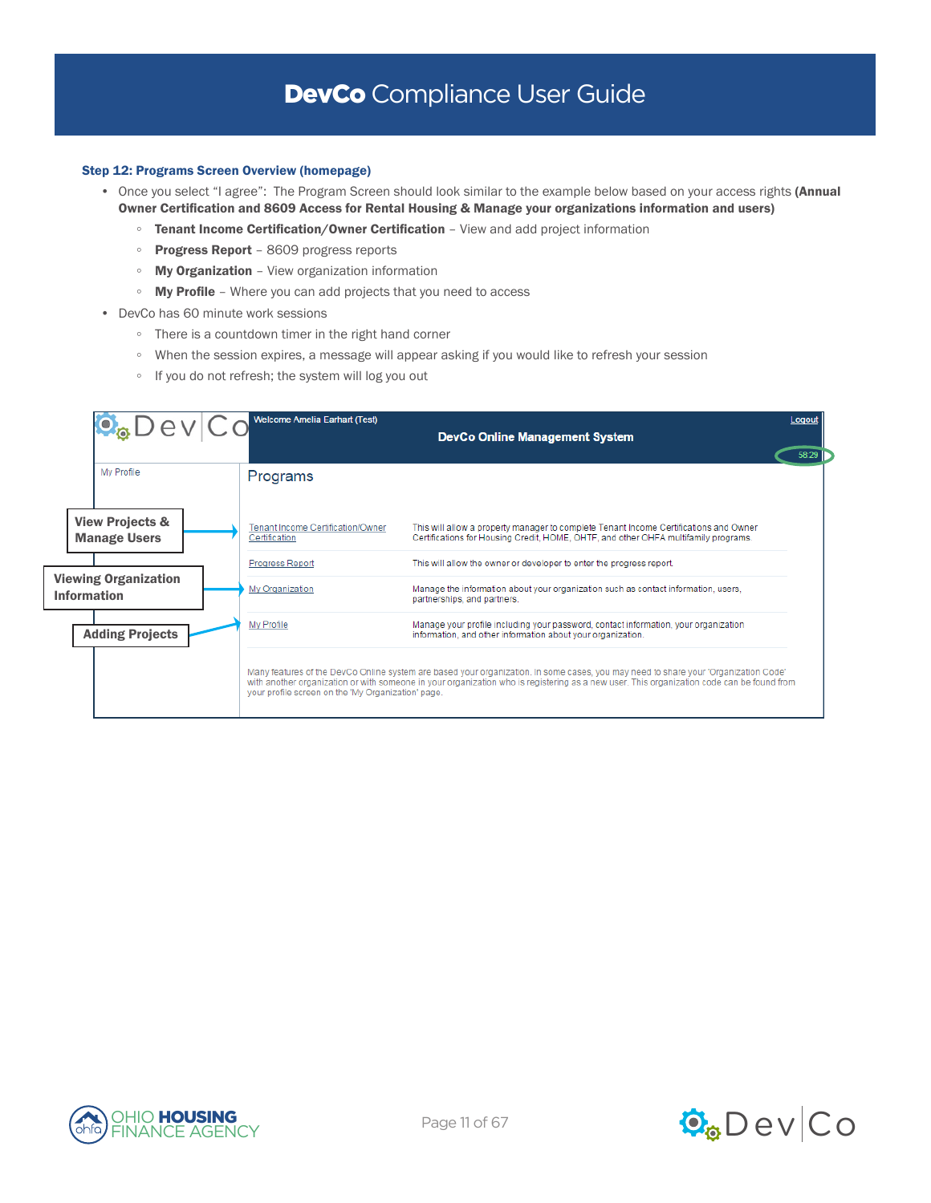**Step 12: Programs Screen Overview (homepage)**

- Once you select "I agree": The Program Screen should look similar to the example below based on your access rights **(Annual Owner Certification and 8609 Access for Rental Housing & Manage your organizations information and users)**
  - **Tenant Income Certification/Owner Certification** – View and add project information
  - **Progress Report** – 8609 progress reports
  - **My Organization** – View organization information
  - **My Profile** – Where you can add projects that you need to access
- DevCo has 60 minute work sessions
  - There is a countdown timer in the right hand corner
  - When the session expires, a message will appear asking if you would like to refresh your session
  - If you do not refresh; the system will log you out

DevCo

Welcome Amelia Earhart (Test)

Logout

DevCo Online Management System

58:29

My Profile

Programs

View Projects & Manage Users

Viewing Organization Information

Adding Projects

| | |
|---|---|
| Tenant Income Certification/Owner Certification | This will allow a property manager to complete Tenant Income Certifications and Owner Certifications for Housing Credit, HOME, OHTF, and other OHFA multifamily programs. |
| Progress Report | This will allow the owner or developer to enter the progress report. |
| My Organization | Manage the information about your organization such as contact information, users, partnerships, and partners. |
| My Profile | Manage your profile including your password, contact information, your organization information, and other information about your organization. |

Many features of the DevCo Online system are based your organization. In some cases, you may need to share your 'Organization Code' with another organization or with someone in your organization who is registering as a new user. This organization code can be found from your profile screen on the 'My Organization' page.